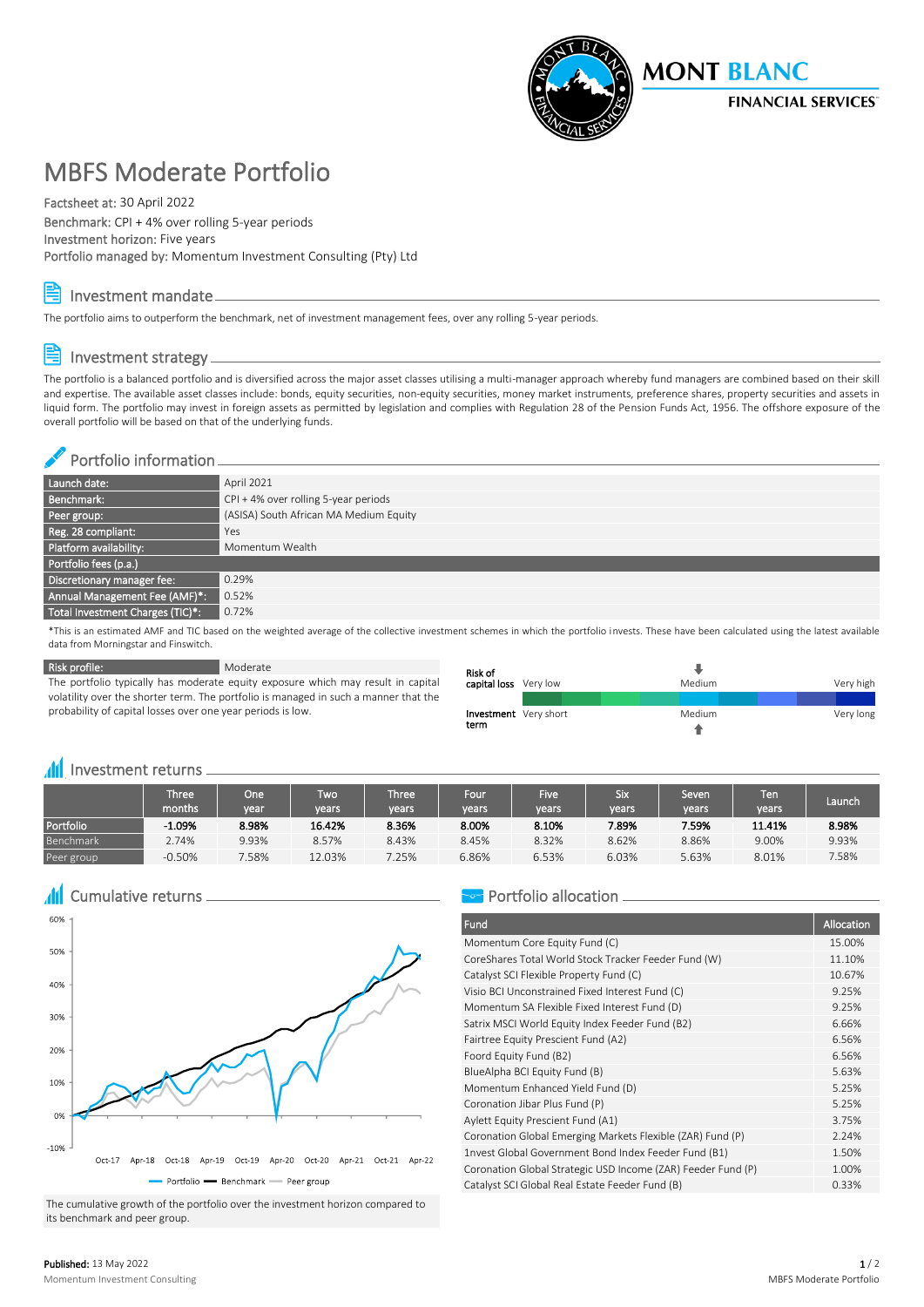# MBFS Moderate Portfolio

Factsheet at: 30 April 2022
Benchmark: CPI + 4% over rolling 5-year periods
Investment horizon: Five years
Portfolio managed by: Momentum Investment Consulting (Pty) Ltd

## Investment mandate

The portfolio aims to outperform the benchmark, net of investment management fees, over any rolling 5-year periods.

## Investment strategy

The portfolio is a balanced portfolio and is diversified across the major asset classes utilising a multi-manager approach whereby fund managers are combined based on their skill and expertise. The available asset classes include: bonds, equity securities, non-equity securities, money market instruments, preference shares, property securities and assets in liquid form. The portfolio may invest in foreign assets as permitted by legislation and complies with Regulation 28 of the Pension Funds Act, 1956. The offshore exposure of the overall portfolio will be based on that of the underlying funds.

## Portfolio information

| | |
|---|---|
| Launch date: | April 2021 |
| Benchmark: | CPI + 4% over rolling 5-year periods |
| Peer group: | (ASISA) South African MA Medium Equity |
| Reg. 28 compliant: | Yes |
| Platform availability: | Momentum Wealth |
| **Portfolio fees (p.a.)** | |
| Discretionary manager fee: | 0.29% |
| Annual Management Fee (AMF)*: | 0.52% |
| Total Investment Charges (TIC)*: | 0.72% |

*This is an estimated AMF and TIC based on the weighted average of the collective investment schemes in which the portfolio invests. These have been calculated using the latest available data from Morningstar and Finswitch.

| Risk profile: | Moderate |
|---|---|

The portfolio typically has moderate equity exposure which may result in capital volatility over the shorter term. The portfolio is managed in such a manner that the probability of capital losses over one year periods is low.

Risk of capital loss: Very low — Medium — Very high

Investment term: Very short — Medium — Very long

## Investment returns

| | Three months | One year | Two years | Three years | Four years | Five years | Six years | Seven years | Ten years | Launch |
|---|---|---|---|---|---|---|---|---|---|---|
| Portfolio | **-1.09%** | **8.98%** | **16.42%** | **8.36%** | **8.00%** | **8.10%** | **7.89%** | **7.59%** | **11.41%** | **8.98%** |
| Benchmark | 2.74% | 9.93% | 8.57% | 8.43% | 8.45% | 8.32% | 8.62% | 8.86% | 9.00% | 9.93% |
| Peer group | -0.50% | 7.58% | 12.03% | 7.25% | 6.86% | 6.53% | 6.03% | 5.63% | 8.01% | 7.58% |

## Cumulative returns

The cumulative growth of the portfolio over the investment horizon compared to its benchmark and peer group.

## Portfolio allocation

| Fund | Allocation |
|---|---|
| Momentum Core Equity Fund (C) | 15.00% |
| CoreShares Total World Stock Tracker Feeder Fund (W) | 11.10% |
| Catalyst SCI Flexible Property Fund (C) | 10.67% |
| Visio BCI Unconstrained Fixed Interest Fund (C) | 9.25% |
| Momentum SA Flexible Fixed Interest Fund (D) | 9.25% |
| Satrix MSCI World Equity Index Feeder Fund (B2) | 6.66% |
| Fairtree Equity Prescient Fund (A2) | 6.56% |
| Foord Equity Fund (B2) | 6.56% |
| BlueAlpha BCI Equity Fund (B) | 5.63% |
| Momentum Enhanced Yield Fund (D) | 5.25% |
| Coronation Jibar Plus Fund (P) | 5.25% |
| Aylett Equity Prescient Fund (A1) | 3.75% |
| Coronation Global Emerging Markets Flexible (ZAR) Fund (P) | 2.24% |
| 1nvest Global Government Bond Index Feeder Fund (B1) | 1.50% |
| Coronation Global Strategic USD Income (ZAR) Feeder Fund (P) | 1.00% |
| Catalyst SCI Global Real Estate Feeder Fund (B) | 0.33% |

**Published:** 13 May 2022
Momentum Investment Consulting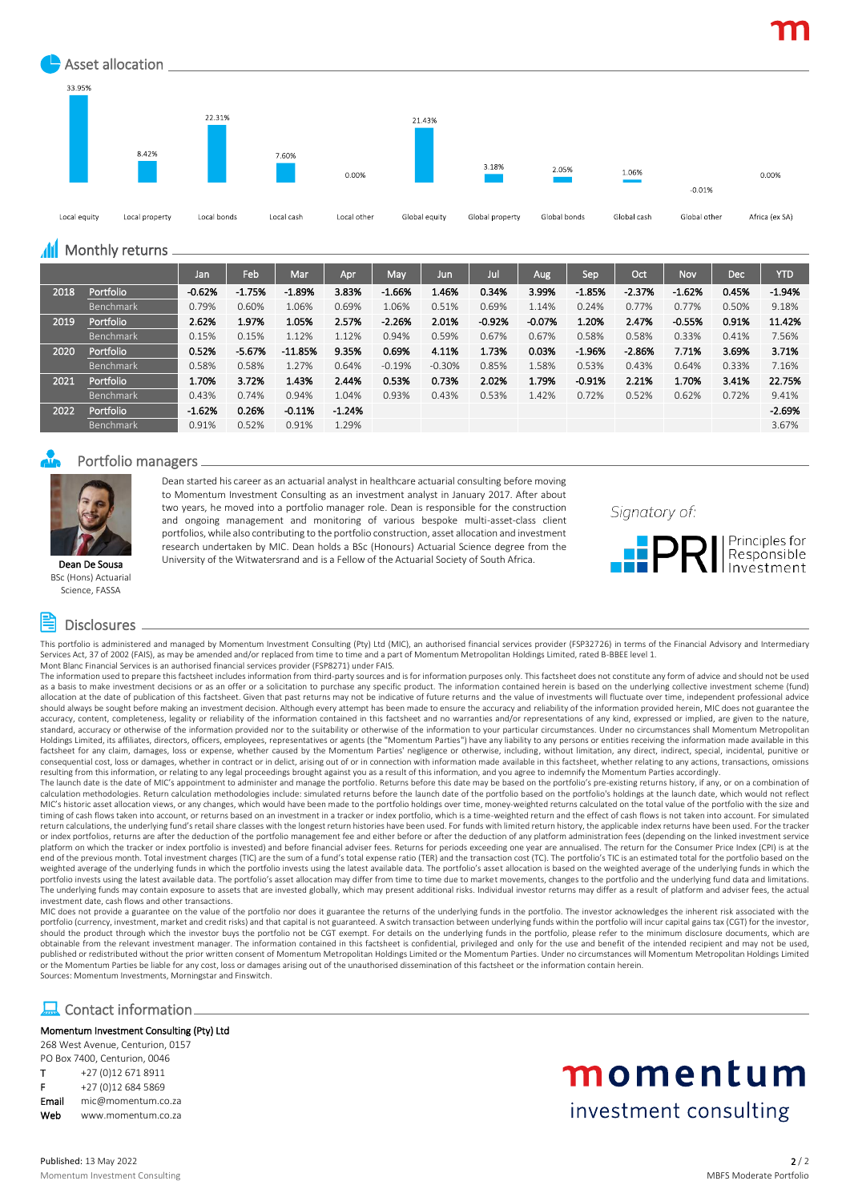## Asset allocation

33.95%
8.42%
22.31%
7.60%
0.00%
21.43%
3.18%
2.05%
1.06%
-0.01%
0.00%

Local equity
Local property
Local bonds
Local cash
Local other
Global equity
Global property
Global bonds
Global cash
Global other
Africa (ex SA)

## Monthly returns

| | | Jan | Feb | Mar | Apr | May | Jun | Jul | Aug | Sep | Oct | Nov | Dec | YTD |
|---|---|---|---|---|---|---|---|---|---|---|---|---|---|---|
| 2018 | Portfolio | -0.62% | -1.75% | -1.89% | 3.83% | -1.66% | 1.46% | 0.34% | 3.99% | -1.85% | -2.37% | -1.62% | 0.45% | -1.94% |
| | Benchmark | 0.79% | 0.60% | 1.06% | 0.69% | 1.06% | 0.51% | 0.69% | 1.14% | 0.24% | 0.77% | 0.77% | 0.50% | 9.18% |
| 2019 | Portfolio | 2.62% | 1.97% | 1.05% | 2.57% | -2.26% | 2.01% | -0.92% | -0.07% | 1.20% | 2.47% | -0.55% | 0.91% | 11.42% |
| | Benchmark | 0.15% | 0.15% | 1.12% | 1.12% | 0.94% | 0.59% | 0.67% | 0.67% | 0.58% | 0.58% | 0.33% | 0.41% | 7.56% |
| 2020 | Portfolio | 0.52% | -5.67% | -11.85% | 9.35% | 0.69% | 4.11% | 1.73% | 0.03% | -1.96% | -2.86% | 7.71% | 3.69% | 3.71% |
| | Benchmark | 0.58% | 0.58% | 1.27% | 0.64% | -0.19% | -0.30% | 0.85% | 1.58% | 0.53% | 0.43% | 0.64% | 0.33% | 7.16% |
| 2021 | Portfolio | 1.70% | 3.72% | 1.43% | 2.44% | 0.53% | 0.73% | 2.02% | 1.79% | -0.91% | 2.21% | 1.70% | 3.41% | 22.75% |
| | Benchmark | 0.43% | 0.74% | 0.94% | 1.04% | 0.93% | 0.43% | 0.53% | 1.42% | 0.72% | 0.52% | 0.62% | 0.72% | 9.41% |
| 2022 | Portfolio | -1.62% | 0.26% | -0.11% | -1.24% | | | | | | | | | -2.69% |
| | Benchmark | 0.91% | 0.52% | 0.91% | 1.29% | | | | | | | | | 3.67% |

## Portfolio managers

Dean De Sousa
BSc (Hons) Actuarial Science, FASSA

Dean started his career as an actuarial analyst in healthcare actuarial consulting before moving to Momentum Investment Consulting as an investment analyst in January 2017. After about two years, he moved into a portfolio manager role. Dean is responsible for the construction and ongoing management and monitoring of various bespoke multi-asset-class client portfolios, while also contributing to the portfolio construction, asset allocation and investment research undertaken by MIC. Dean holds a BSc (Honours) Actuarial Science degree from the University of the Witwatersrand and is a Fellow of the Actuarial Society of South Africa.

Signatory of:
PRI Principles for Responsible Investment

## Disclosures

This portfolio is administered and managed by Momentum Investment Consulting (Pty) Ltd (MIC), an authorised financial services provider (FSP32726) in terms of the Financial Advisory and Intermediary Services Act, 37 of 2002 (FAIS), as may be amended and/or replaced from time to time and a part of Momentum Metropolitan Holdings Limited, rated B-BBEE level 1.
Mont Blanc Financial Services is an authorised financial services provider (FSP8271) under FAIS.
The information used to prepare this factsheet includes information from third-party sources and is for information purposes only. This factsheet does not constitute any form of advice and should not be used as a basis to make investment decisions or as an offer or a solicitation to purchase any specific product. The information contained herein is based on the underlying collective investment scheme (fund) allocation at the date of publication of this factsheet. Given that past returns may not be indicative of future returns and the value of investments will fluctuate over time, independent professional advice should always be sought before making an investment decision. Although every attempt has been made to ensure the accuracy and reliability of the information provided herein, MIC does not guarantee the accuracy, content, completeness, legality or reliability of the information contained in this factsheet and no warranties and/or representations of any kind, expressed or implied, are given to the nature, standard, accuracy or otherwise of the information provided nor to the suitability or otherwise of the information to your particular circumstances. Under no circumstances shall Momentum Metropolitan Holdings Limited, its affiliates, directors, officers, employees, representatives or agents (the "Momentum Parties") have any liability to any persons or entities receiving the information made available in this factsheet for any claim, damages, loss or expense, whether caused by the Momentum Parties' negligence or otherwise, including, without limitation, any direct, indirect, special, incidental, punitive or consequential cost, loss or damages, whether in contract or in delict, arising out of or in connection with information made available in this factsheet, whether relating to any actions, transactions, omissions resulting from this information, or relating to any legal proceedings brought against you as a result of this information, and you agree to indemnify the Momentum Parties accordingly.
The launch date is the date of MIC's appointment to administer and manage the portfolio. Returns before this date may be based on the portfolio's pre-existing returns history, if any, or on a combination of calculation methodologies. Return calculation methodologies include: simulated returns before the launch date of the portfolio based on the portfolio's holdings at the launch date, which would not reflect MIC's historic asset allocation views, or any changes, which would have been made to the portfolio holdings over time, money-weighted returns calculated on the total value of the portfolio with the size and timing of cash flows taken into account, or returns based on an investment in a tracker or index portfolio, which is a time-weighted return and the effect of cash flows is not taken into account. For simulated return calculations, the underlying fund's retail share classes with the longest return histories have been used. For funds with limited return history, the applicable index returns have been used. For the tracker or index portfolios, returns are after the deduction of the portfolio management fee and either before or after the deduction of any platform administration fees (depending on the linked investment service platform on which the tracker or index portfolio is invested) and before financial adviser fees. Returns for periods exceeding one year are annualised. The return for the Consumer Price Index (CPI) is at the end of the previous month. Total investment charges (TIC) are the sum of a fund's total expense ratio (TER) and the transaction cost (TC). The portfolio's TIC is an estimated total for the portfolio based on the weighted average of the underlying funds in which the portfolio invests using the latest available data. The portfolio's asset allocation is based on the weighted average of the underlying funds in which the portfolio invests using the latest available data. The portfolio's asset allocation may differ from time to time due to market movements, changes to the portfolio and the underlying fund data and limitations. The underlying funds may contain exposure to assets that are invested globally, which may present additional risks. Individual investor returns may differ as a result of platform and adviser fees, the actual investment date, cash flows and other transactions.
MIC does not provide a guarantee on the value of the portfolio nor does it guarantee the returns of the underlying funds in the portfolio. The investor acknowledges the inherent risk associated with the portfolio (currency, investment, market and credit risks) and that capital is not guaranteed. A switch transaction between underlying funds within the portfolio will incur capital gains tax (CGT) for the investor, should the product through which the investor buys the portfolio not be CGT exempt. For details on the underlying funds in the portfolio, please refer to the minimum disclosure documents, which are obtainable from the relevant investment manager. The information contained in this factsheet is confidential, privileged and only for the use and benefit of the intended recipient and may not be used, published or redistributed without the prior written consent of Momentum Metropolitan Holdings Limited or the Momentum Parties. Under no circumstances will Momentum Metropolitan Holdings Limited or the Momentum Parties be liable for any cost, loss or damages arising out of the unauthorised dissemination of this factsheet or the information contain herein.
Sources: Momentum Investments, Morningstar and Finswitch.

## Contact information

**Momentum Investment Consulting (Pty) Ltd**
268 West Avenue, Centurion, 0157
PO Box 7400, Centurion, 0046
**T** +27 (0)12 671 8911
**F** +27 (0)12 684 5869
**Email** mic@momentum.co.za
**Web** www.momentum.co.za

momentum
investment consulting

Published: 13 May 2022
Momentum Investment Consulting
MBFS Moderate Portfolio